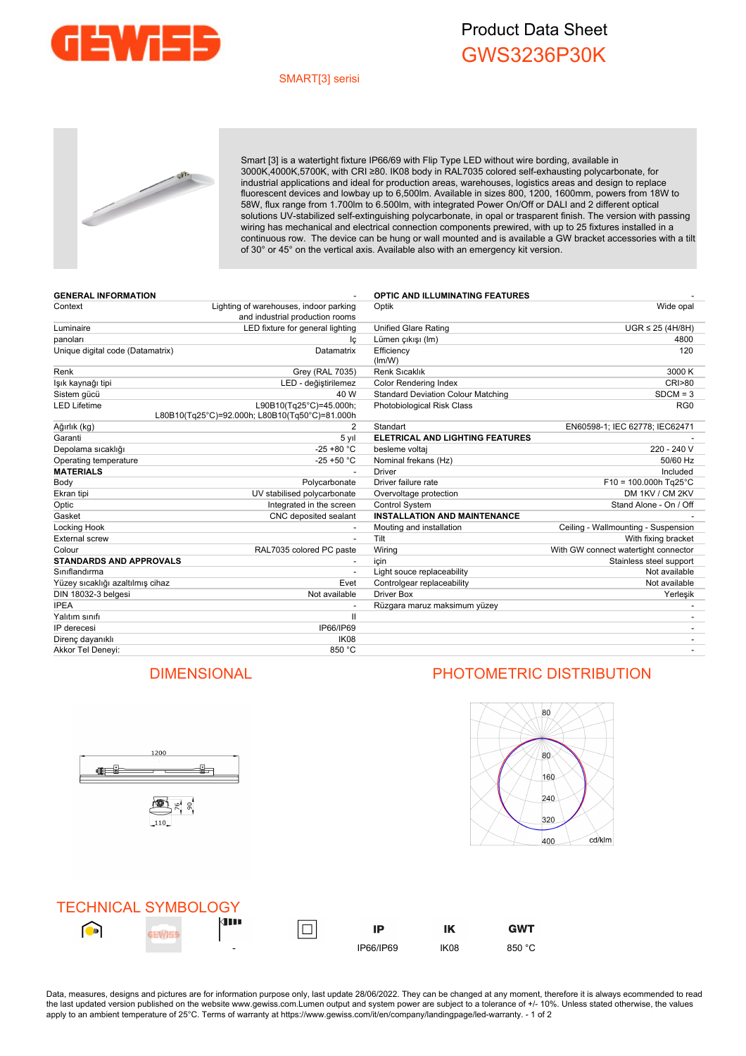# Product Data Sheet

## GWS3236P30K

SMART[3] serisi

Smart [3] is a watertight fixture IP66/69 with Flip Type LED without wire bording, available in 3000K,4000K,5700K, with CRI ≥80. IK08 body in RAL7035 colored self-exhausting polycarbonate, for industrial applications and ideal for production areas, warehouses, logistics areas and design to replace fluorescent devices and lowbay up to 6,500lm. Available in sizes 800, 1200, 1600mm, powers from 18W to 58W, flux range from 1.700lm to 6.500lm, with integrated Power On/Off or DALI and 2 different optical solutions UV-stabilized self-extinguishing polycarbonate, in opal or trasparent finish. The version with passing wiring has mechanical and electrical connection components prewired, with up to 25 fixtures installed in a continuous row. The device can be hung or wall mounted and is available a GW bracket accessories with a tilt of 30° or 45° on the vertical axis. Available also with an emergency kit version.

| **GENERAL INFORMATION** | - | **OPTIC AND ILLUMINATING FEATURES** | - |
|---|---|---|---|
| Context | Lighting of warehouses, indoor parking and industrial production rooms | Optik | Wide opal |
| Luminaire | LED fixture for general lighting | Unified Glare Rating | UGR ≤ 25 (4H/8H) |
| panoları | İç | Lümen çıkışı (lm) | 4800 |
| Unique digital code (Datamatrix) | Datamatrix | Efficiency (lm/W) | 120 |
| Renk | Grey (RAL 7035) | Renk Sıcaklık | 3000 K |
| Işık kaynağı tipi | LED - değiştirilemez | Color Rendering Index | CRI>80 |
| Sistem gücü | 40 W | Standard Deviation Colour Matching | SDCM = 3 |
| LED Lifetime | L90B10(Tq25°C)=45.000h; L80B10(Tq25°C)=92.000h; L80B10(Tq50°C)=81.000h | Photobiological Risk Class | RG0 |
| Ağırlık (kg) | 2 | Standart | EN60598-1; IEC 62778; IEC62471 |
| Garanti | 5 yıl | **ELETRICAL AND LIGHTING FEATURES** | - |
| Depolama sıcaklığı | -25 +80 °C | besleme voltaj | 220 - 240 V |
| Operating temperature | -25 +50 °C | Nominal frekans (Hz) | 50/60 Hz |
| **MATERIALS** | - | Driver | Included |
| Body | Polycarbonate | Driver failure rate | F10 = 100.000h Tq25°C |
| Ekran tipi | UV stabilised polycarbonate | Overvoltage protection | DM 1KV / CM 2KV |
| Optic | Integrated in the screen | Control System | Stand Alone - On / Off |
| Gasket | CNC deposited sealant | **INSTALLATION AND MAINTENANCE** | - |
| Locking Hook | - | Mouting and installation | Ceiling - Wallmounting - Suspension |
| External screw | - | Tilt | With fixing bracket |
| Colour | RAL7035 colored PC paste | Wiring | With GW connect watertight connector |
| **STANDARDS AND APPROVALS** | - | için | Stainless steel support |
| Sınıflandırma | - | Light souce replaceability | Not available |
| Yüzey sıcaklığı azaltılmış cihaz | Evet | Controlgear replaceability | Not available |
| DIN 18032-3 belgesi | Not available | Driver Box | Yerleşik |
| IPEA | - | Rüzgara maruz maksimum yüzey | - |
| Yalıtım sınıfı | II | | - |
| IP derecesi | IP66/IP69 | | - |
| Direnç dayanıklı | IK08 | | - |
| Akkor Tel Deneyi: | 850 °C | | - |

## DIMENSIONAL

1200

110 76 90

## PHOTOMETRIC DISTRIBUTION

80 80 160 240 320 400 cd/klm

## TECHNICAL SYMBOLOGY

| | | | | IP | IK | GWT |
|---|---|---|---|---|---|---|
| | | - | | IP66/IP69 | IK08 | 850 °C |

Data, measures, designs and pictures are for information purpose only, last update 28/06/2022. They can be changed at any moment, therefore it is always ecommended to read the last updated version published on the website www.gewiss.com.Lumen output and system power are subject to a tolerance of +/- 10%. Unless stated otherwise, the values apply to an ambient temperature of 25°C. Terms of warranty at https://www.gewiss.com/it/en/company/landingpage/led-warranty.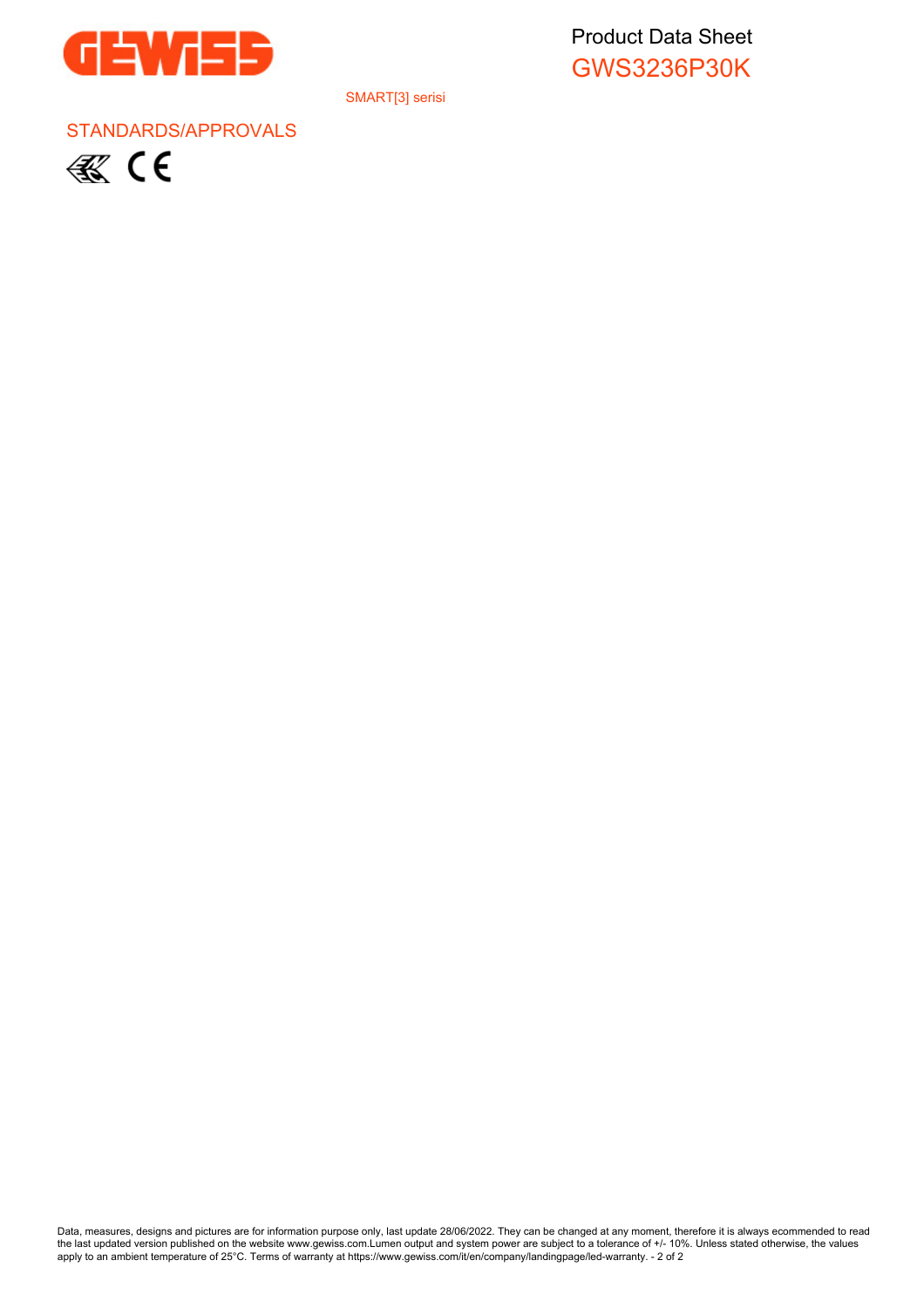# Product Data Sheet

## GWS3236P30K

SMART[3] serisi

## STANDARDS/APPROVALS

Data, measures, designs and pictures are for information purpose only, last update 28/06/2022. They can be changed at any moment, therefore it is always ecommended to read the last updated version published on the website www.gewiss.com.Lumen output and system power are subject to a tolerance of +/- 10%. Unless stated otherwise, the values apply to an ambient temperature of 25°C. Terms of warranty at https://www.gewiss.com/it/en/company/landingpage/led-warranty.